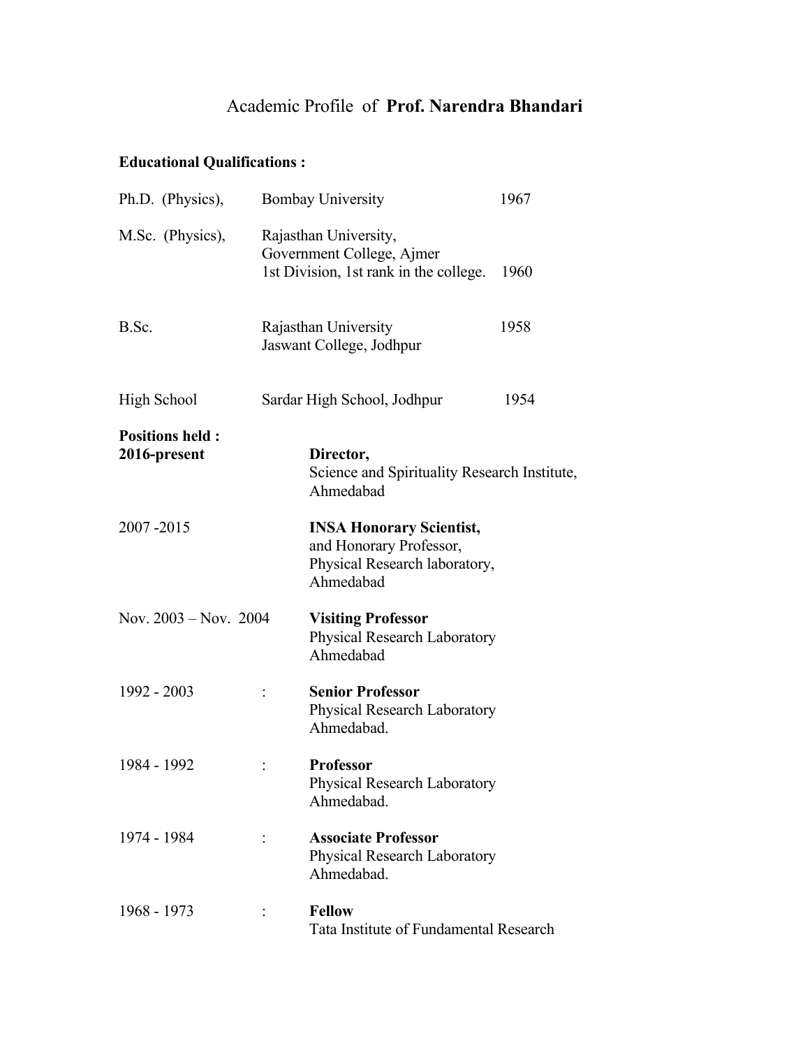# Academic Profile of **Prof. Narendra Bhandari**

**Educational Qualifications :**

| | | |
|---|---|---|
| Ph.D. (Physics), | Bombay University | 1967 |
| M.Sc. (Physics), | Rajasthan University, Government College, Ajmer 1st Division, 1st rank in the college. | 1960 |
| B.Sc. | Rajasthan University Jaswant College, Jodhpur | 1958 |
| High School | Sardar High School, Jodhpur | 1954 |

**Positions held :**

**2016-present** — **Director,**
Science and Spirituality Research Institute,
Ahmedabad

2007 -2015 — **INSA Honorary Scientist,**
and Honorary Professor,
Physical Research laboratory,
Ahmedabad

Nov. 2003 – Nov. 2004 — **Visiting Professor**
Physical Research Laboratory
Ahmedabad

1992 - 2003 : **Senior Professor**
Physical Research Laboratory
Ahmedabad.

1984 - 1992 : **Professor**
Physical Research Laboratory
Ahmedabad.

1974 - 1984 : **Associate Professor**
Physical Research Laboratory
Ahmedabad.

1968 - 1973 : **Fellow**
Tata Institute of Fundamental Research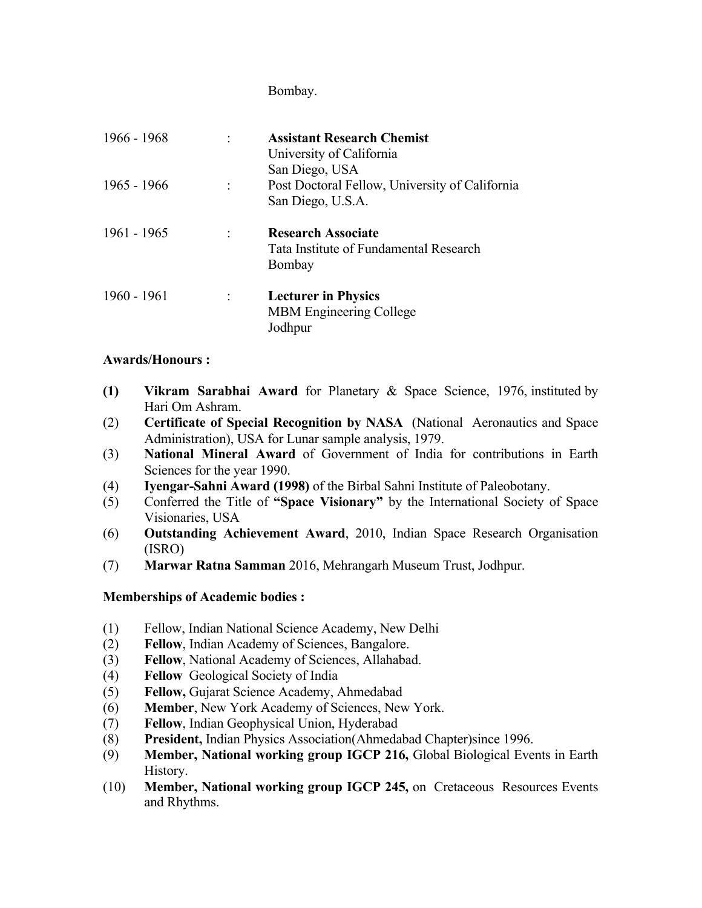Bombay.

| | | |
|---|---|---|
| 1966 - 1968 | : | **Assistant Research Chemist**<br>University of California<br>San Diego, USA |
| 1965 - 1966 | : | Post Doctoral Fellow, University of California<br>San Diego, U.S.A. |
| 1961 - 1965 | : | **Research Associate**<br>Tata Institute of Fundamental Research<br>Bombay |
| 1960 - 1961 | : | **Lecturer in Physics**<br>MBM Engineering College<br>Jodhpur |

**Awards/Honours :**

**(1)** **Vikram Sarabhai Award** for Planetary & Space Science, 1976, instituted by Hari Om Ashram.

(2) **Certificate of Special Recognition by NASA** (National Aeronautics and Space Administration), USA for Lunar sample analysis, 1979.

(3) **National Mineral Award** of Government of India for contributions in Earth Sciences for the year 1990.

(4) **Iyengar-Sahni Award (1998)** of the Birbal Sahni Institute of Paleobotany.

(5) Conferred the Title of **"Space Visionary"** by the International Society of Space Visionaries, USA

(6) **Outstanding Achievement Award**, 2010, Indian Space Research Organisation (ISRO)

(7) **Marwar Ratna Samman** 2016, Mehrangarh Museum Trust, Jodhpur.

**Memberships of Academic bodies :**

(1) Fellow, Indian National Science Academy, New Delhi

(2) **Fellow**, Indian Academy of Sciences, Bangalore.

(3) **Fellow**, National Academy of Sciences, Allahabad.

(4) **Fellow** Geological Society of India

(5) **Fellow,** Gujarat Science Academy, Ahmedabad

(6) **Member**, New York Academy of Sciences, New York.

(7) **Fellow**, Indian Geophysical Union, Hyderabad

(8) **President,** Indian Physics Association(Ahmedabad Chapter)since 1996.

(9) **Member, National working group IGCP 216,** Global Biological Events in Earth History.

(10) **Member, National working group IGCP 245,** on Cretaceous Resources Events and Rhythms.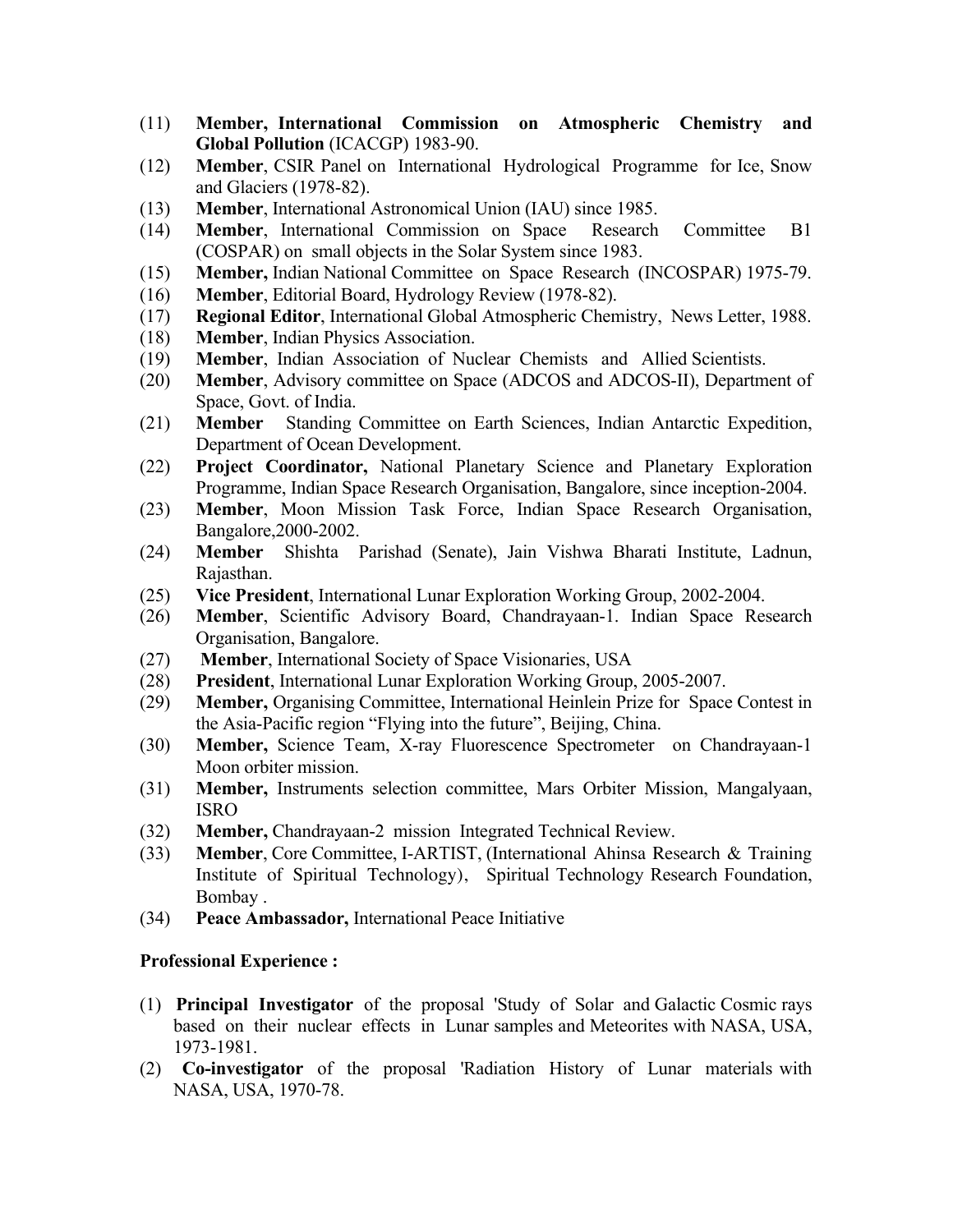(11) **Member, International Commission on Atmospheric Chemistry and Global Pollution** (ICACGP) 1983-90.

(12) **Member**, CSIR Panel on International Hydrological Programme for Ice, Snow and Glaciers (1978-82).

(13) **Member**, International Astronomical Union (IAU) since 1985.

(14) **Member**, International Commission on Space Research Committee B1 (COSPAR) on small objects in the Solar System since 1983.

(15) **Member,** Indian National Committee on Space Research (INCOSPAR) 1975-79.

(16) **Member**, Editorial Board, Hydrology Review (1978-82).

(17) **Regional Editor**, International Global Atmospheric Chemistry, News Letter, 1988.

(18) **Member**, Indian Physics Association.

(19) **Member**, Indian Association of Nuclear Chemists and Allied Scientists.

(20) **Member**, Advisory committee on Space (ADCOS and ADCOS-II), Department of Space, Govt. of India.

(21) **Member** Standing Committee on Earth Sciences, Indian Antarctic Expedition, Department of Ocean Development.

(22) **Project Coordinator,** National Planetary Science and Planetary Exploration Programme, Indian Space Research Organisation, Bangalore, since inception-2004.

(23) **Member**, Moon Mission Task Force, Indian Space Research Organisation, Bangalore,2000-2002.

(24) **Member** Shishta Parishad (Senate), Jain Vishwa Bharati Institute, Ladnun, Rajasthan.

(25) **Vice President**, International Lunar Exploration Working Group, 2002-2004.

(26) **Member**, Scientific Advisory Board, Chandrayaan-1. Indian Space Research Organisation, Bangalore.

(27) **Member**, International Society of Space Visionaries, USA

(28) **President**, International Lunar Exploration Working Group, 2005-2007.

(29) **Member,** Organising Committee, International Heinlein Prize for Space Contest in the Asia-Pacific region "Flying into the future", Beijing, China.

(30) **Member,** Science Team, X-ray Fluorescence Spectrometer on Chandrayaan-1 Moon orbiter mission.

(31) **Member,** Instruments selection committee, Mars Orbiter Mission, Mangalyaan, ISRO

(32) **Member,** Chandrayaan-2 mission Integrated Technical Review.

(33) **Member**, Core Committee, I-ARTIST, (International Ahinsa Research & Training Institute of Spiritual Technology), Spiritual Technology Research Foundation, Bombay .

(34) **Peace Ambassador,** International Peace Initiative

**Professional Experience :**

(1) **Principal Investigator** of the proposal 'Study of Solar and Galactic Cosmic rays based on their nuclear effects in Lunar samples and Meteorites with NASA, USA, 1973-1981.

(2) **Co-investigator** of the proposal 'Radiation History of Lunar materials with NASA, USA, 1970-78.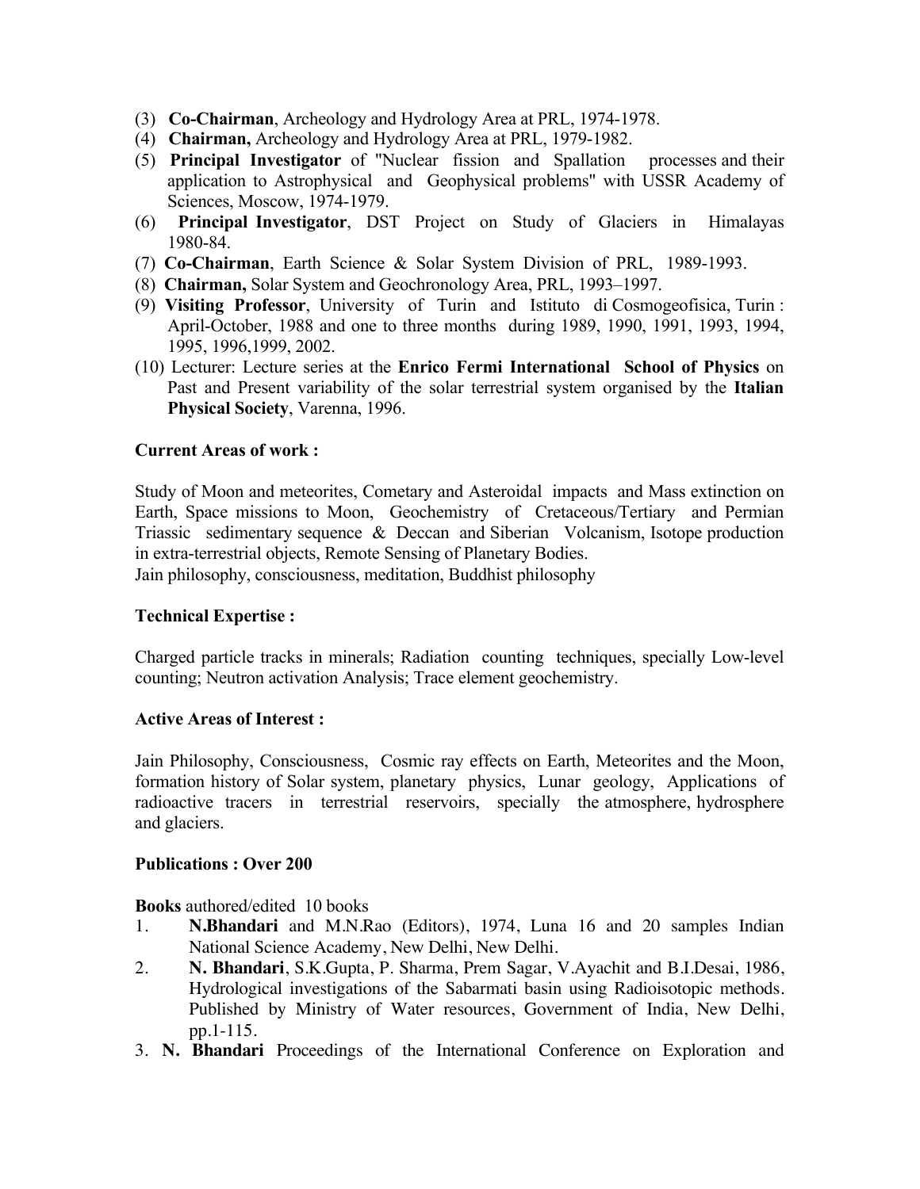(3) **Co-Chairman**, Archeology and Hydrology Area at PRL, 1974-1978.
(4) **Chairman,** Archeology and Hydrology Area at PRL, 1979-1982.
(5) **Principal Investigator** of "Nuclear fission and Spallation processes and their application to Astrophysical and Geophysical problems" with USSR Academy of Sciences, Moscow, 1974-1979.
(6) **Principal Investigator**, DST Project on Study of Glaciers in Himalayas 1980-84.
(7) **Co-Chairman**, Earth Science & Solar System Division of PRL, 1989-1993.
(8) **Chairman,** Solar System and Geochronology Area, PRL, 1993–1997.
(9) **Visiting Professor**, University of Turin and Istituto di Cosmogeofisica, Turin : April-October, 1988 and one to three months during 1989, 1990, 1991, 1993, 1994, 1995, 1996,1999, 2002.
(10) Lecturer: Lecture series at the **Enrico Fermi International School of Physics** on Past and Present variability of the solar terrestrial system organised by the **Italian Physical Society**, Varenna, 1996.

**Current Areas of work :**

Study of Moon and meteorites, Cometary and Asteroidal impacts and Mass extinction on Earth, Space missions to Moon, Geochemistry of Cretaceous/Tertiary and Permian Triassic sedimentary sequence & Deccan and Siberian Volcanism, Isotope production in extra-terrestrial objects, Remote Sensing of Planetary Bodies.
Jain philosophy, consciousness, meditation, Buddhist philosophy

**Technical Expertise :**

Charged particle tracks in minerals; Radiation counting techniques, specially Low-level counting; Neutron activation Analysis; Trace element geochemistry.

**Active Areas of Interest :**

Jain Philosophy, Consciousness, Cosmic ray effects on Earth, Meteorites and the Moon, formation history of Solar system, planetary physics, Lunar geology, Applications of radioactive tracers in terrestrial reservoirs, specially the atmosphere, hydrosphere and glaciers.

**Publications : Over 200**

**Books** authored/edited 10 books

1. **N.Bhandari** and M.N.Rao (Editors), 1974, Luna 16 and 20 samples Indian National Science Academy, New Delhi, New Delhi.
2. **N. Bhandari**, S.K.Gupta, P. Sharma, Prem Sagar, V.Ayachit and B.I.Desai, 1986, Hydrological investigations of the Sabarmati basin using Radioisotopic methods. Published by Ministry of Water resources, Government of India, New Delhi, pp.1-115.
3. **N. Bhandari** Proceedings of the International Conference on Exploration and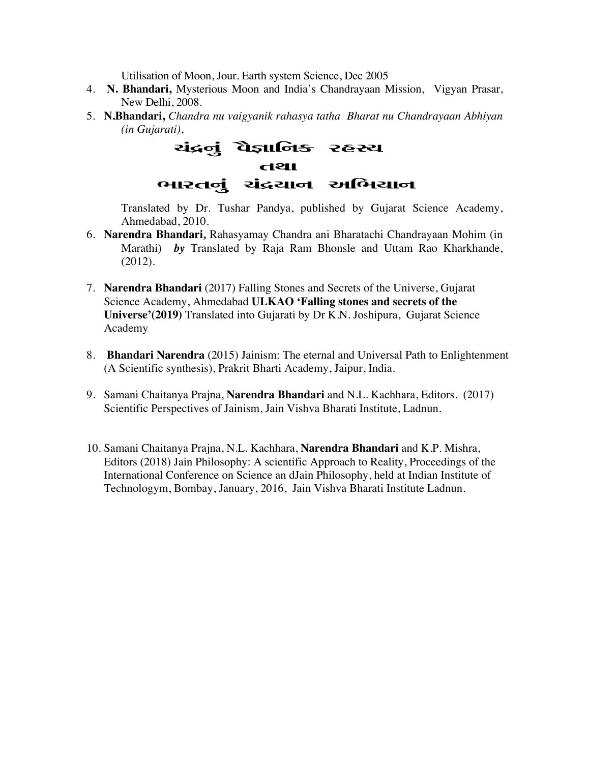Utilisation of Moon, Jour. Earth system Science, Dec 2005

4. **N. Bhandari,** Mysterious Moon and India's Chandrayaan Mission, Vigyan Prasar, New Delhi, 2008.
5. **N.Bhandari,** *Chandra nu vaigyanik rahasya tatha Bharat nu Chandrayaan Abhiyan (in Gujarati)*,

   **ચંદ્રનું વૈજ્ઞાનિક રહસ્ય**
   **તથા**
   **ભારતનું ચંદ્રયાન અભિયાન**

   Translated by Dr. Tushar Pandya, published by Gujarat Science Academy, Ahmedabad, 2010.
6. **Narendra Bhandari,** Rahasyamay Chandra ani Bharatachi Chandrayaan Mohim (in Marathi) ***by*** Translated by Raja Ram Bhonsle and Uttam Rao Kharkhande, (2012).

7. **Narendra Bhandari** (2017) Falling Stones and Secrets of the Universe, Gujarat Science Academy, Ahmedabad **ULKAO 'Falling stones and secrets of the Universe'(2019)** Translated into Gujarati by Dr K.N. Joshipura, Gujarat Science Academy

8. **Bhandari Narendra** (2015) Jainism: The eternal and Universal Path to Enlightenment (A Scientific synthesis), Prakrit Bharti Academy, Jaipur, India.

9. Samani Chaitanya Prajna, **Narendra Bhandari** and N.L. Kachhara, Editors. (2017) Scientific Perspectives of Jainism, Jain Vishva Bharati Institute, Ladnun.

10. Samani Chaitanya Prajna, N.L. Kachhara, **Narendra Bhandari** and K.P. Mishra, Editors (2018) Jain Philosophy: A scientific Approach to Reality, Proceedings of the International Conference on Science an dJain Philosophy, held at Indian Institute of Technologym, Bombay, January, 2016, Jain Vishva Bharati Institute Ladnun.